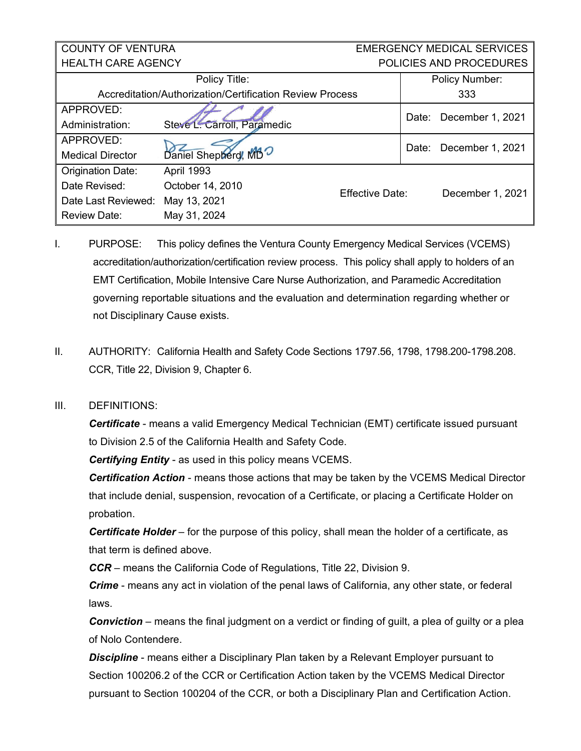| COUNTY OF VENTURA<br>HEALTH CARE AGENCY | | EMERGENCY MEDICAL SERVICES<br>POLICIES AND PROCEDURES | |
|---|---|---|---|
| Policy Title:<br>Accreditation/Authorization/Certification Review Process | | | Policy Number:<br>333 |
| APPROVED:<br>Administration: | Steve L. Carroll, Paramedic | | Date: December 1, 2021 |
| APPROVED:<br>Medical Director | Daniel Shepherd, MD | | Date: December 1, 2021 |
| Origination Date:<br>Date Revised:<br>Date Last Reviewed:<br>Review Date: | April 1993<br>October 14, 2010<br>May 13, 2021<br>May 31, 2024 | Effective Date: | December 1, 2021 |

I. PURPOSE: This policy defines the Ventura County Emergency Medical Services (VCEMS) accreditation/authorization/certification review process. This policy shall apply to holders of an EMT Certification, Mobile Intensive Care Nurse Authorization, and Paramedic Accreditation governing reportable situations and the evaluation and determination regarding whether or not Disciplinary Cause exists.

II. AUTHORITY: California Health and Safety Code Sections 1797.56, 1798, 1798.200-1798.208. CCR, Title 22, Division 9, Chapter 6.

III. DEFINITIONS:

***Certificate*** - means a valid Emergency Medical Technician (EMT) certificate issued pursuant to Division 2.5 of the California Health and Safety Code.

***Certifying Entity*** - as used in this policy means VCEMS.

***Certification Action*** - means those actions that may be taken by the VCEMS Medical Director that include denial, suspension, revocation of a Certificate, or placing a Certificate Holder on probation.

***Certificate Holder*** – for the purpose of this policy, shall mean the holder of a certificate, as that term is defined above.

***CCR*** – means the California Code of Regulations, Title 22, Division 9.

***Crime*** - means any act in violation of the penal laws of California, any other state, or federal laws.

***Conviction*** – means the final judgment on a verdict or finding of guilt, a plea of guilty or a plea of Nolo Contendere.

***Discipline*** - means either a Disciplinary Plan taken by a Relevant Employer pursuant to Section 100206.2 of the CCR or Certification Action taken by the VCEMS Medical Director pursuant to Section 100204 of the CCR, or both a Disciplinary Plan and Certification Action.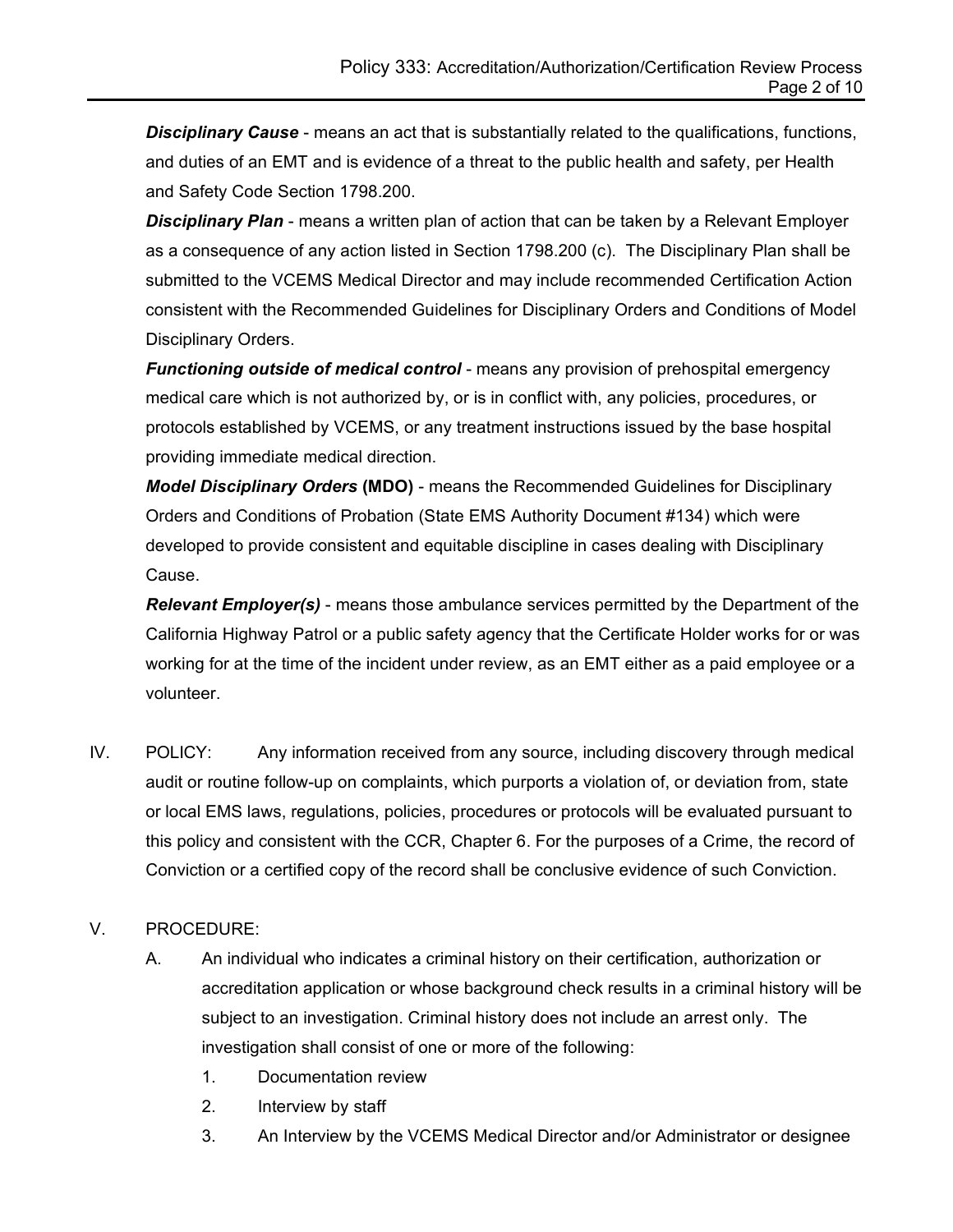***Disciplinary Cause*** - means an act that is substantially related to the qualifications, functions, and duties of an EMT and is evidence of a threat to the public health and safety, per Health and Safety Code Section 1798.200.

***Disciplinary Plan*** - means a written plan of action that can be taken by a Relevant Employer as a consequence of any action listed in Section 1798.200 (c). The Disciplinary Plan shall be submitted to the VCEMS Medical Director and may include recommended Certification Action consistent with the Recommended Guidelines for Disciplinary Orders and Conditions of Model Disciplinary Orders.

***Functioning outside of medical control*** - means any provision of prehospital emergency medical care which is not authorized by, or is in conflict with, any policies, procedures, or protocols established by VCEMS, or any treatment instructions issued by the base hospital providing immediate medical direction.

***Model Disciplinary Orders*** **(MDO)** - means the Recommended Guidelines for Disciplinary Orders and Conditions of Probation (State EMS Authority Document #134) which were developed to provide consistent and equitable discipline in cases dealing with Disciplinary Cause.

***Relevant Employer(s)*** - means those ambulance services permitted by the Department of the California Highway Patrol or a public safety agency that the Certificate Holder works for or was working for at the time of the incident under review, as an EMT either as a paid employee or a volunteer.

IV. POLICY: Any information received from any source, including discovery through medical audit or routine follow-up on complaints, which purports a violation of, or deviation from, state or local EMS laws, regulations, policies, procedures or protocols will be evaluated pursuant to this policy and consistent with the CCR, Chapter 6. For the purposes of a Crime, the record of Conviction or a certified copy of the record shall be conclusive evidence of such Conviction.

V. PROCEDURE:

A. An individual who indicates a criminal history on their certification, authorization or accreditation application or whose background check results in a criminal history will be subject to an investigation. Criminal history does not include an arrest only. The investigation shall consist of one or more of the following:

1. Documentation review
2. Interview by staff
3. An Interview by the VCEMS Medical Director and/or Administrator or designee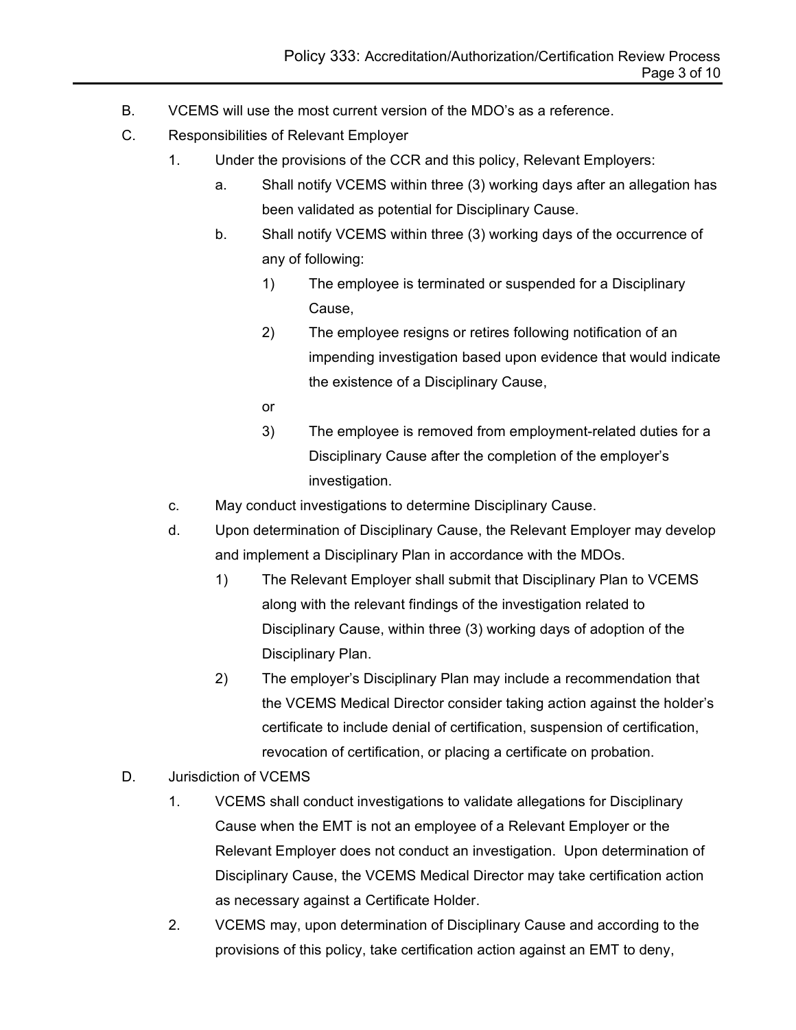B. VCEMS will use the most current version of the MDO's as a reference.

C. Responsibilities of Relevant Employer

1. Under the provisions of the CCR and this policy, Relevant Employers:

   a. Shall notify VCEMS within three (3) working days after an allegation has been validated as potential for Disciplinary Cause.

   b. Shall notify VCEMS within three (3) working days of the occurrence of any of following:

      1) The employee is terminated or suspended for a Disciplinary Cause,

      2) The employee resigns or retires following notification of an impending investigation based upon evidence that would indicate the existence of a Disciplinary Cause,

      or

      3) The employee is removed from employment-related duties for a Disciplinary Cause after the completion of the employer's investigation.

c. May conduct investigations to determine Disciplinary Cause.

d. Upon determination of Disciplinary Cause, the Relevant Employer may develop and implement a Disciplinary Plan in accordance with the MDOs.

   1) The Relevant Employer shall submit that Disciplinary Plan to VCEMS along with the relevant findings of the investigation related to Disciplinary Cause, within three (3) working days of adoption of the Disciplinary Plan.

   2) The employer's Disciplinary Plan may include a recommendation that the VCEMS Medical Director consider taking action against the holder's certificate to include denial of certification, suspension of certification, revocation of certification, or placing a certificate on probation.

D. Jurisdiction of VCEMS

1. VCEMS shall conduct investigations to validate allegations for Disciplinary Cause when the EMT is not an employee of a Relevant Employer or the Relevant Employer does not conduct an investigation. Upon determination of Disciplinary Cause, the VCEMS Medical Director may take certification action as necessary against a Certificate Holder.

2. VCEMS may, upon determination of Disciplinary Cause and according to the provisions of this policy, take certification action against an EMT to deny,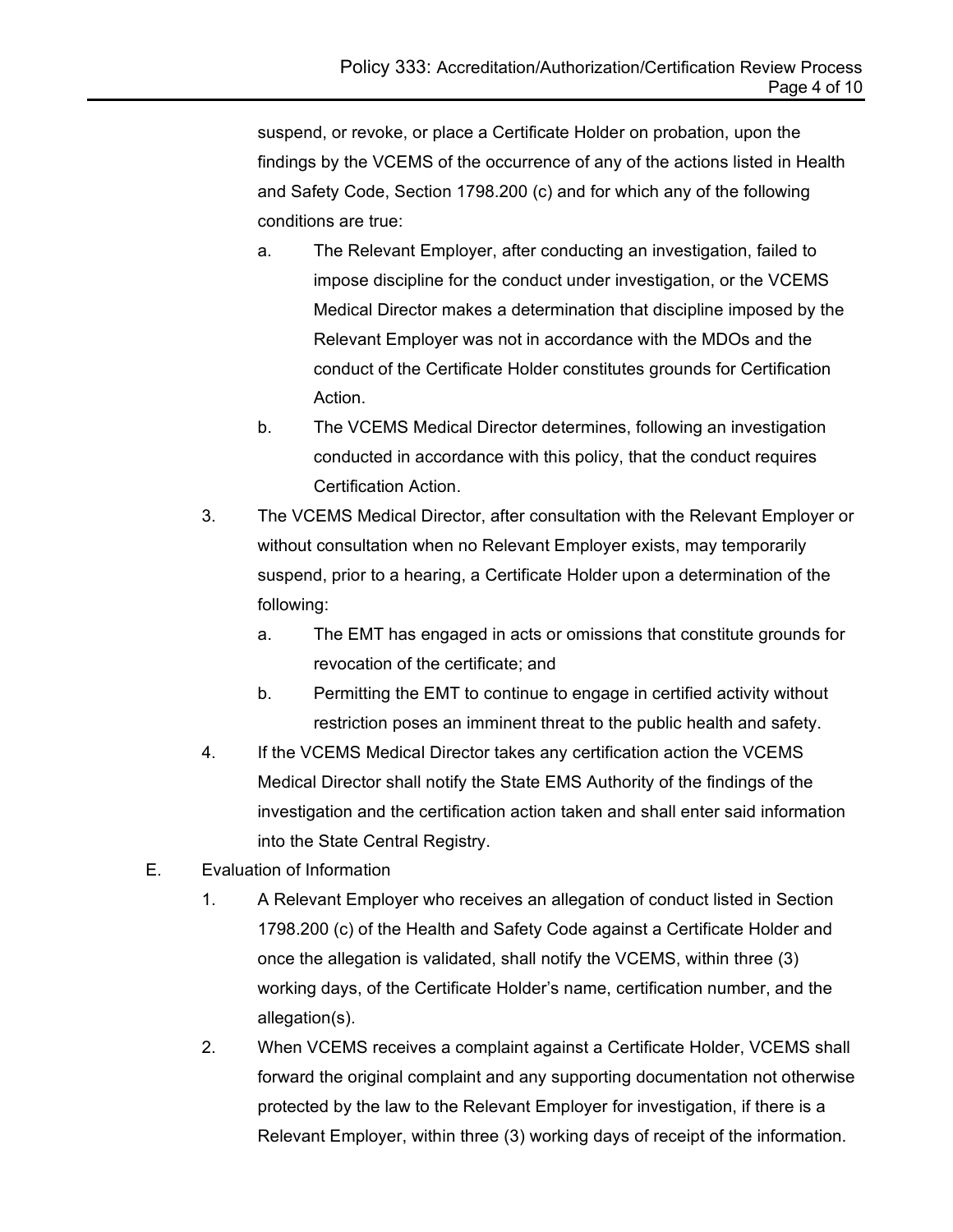suspend, or revoke, or place a Certificate Holder on probation, upon the findings by the VCEMS of the occurrence of any of the actions listed in Health and Safety Code, Section 1798.200 (c) and for which any of the following conditions are true:

   a. The Relevant Employer, after conducting an investigation, failed to impose discipline for the conduct under investigation, or the VCEMS Medical Director makes a determination that discipline imposed by the Relevant Employer was not in accordance with the MDOs and the conduct of the Certificate Holder constitutes grounds for Certification Action.

   b. The VCEMS Medical Director determines, following an investigation conducted in accordance with this policy, that the conduct requires Certification Action.

3. The VCEMS Medical Director, after consultation with the Relevant Employer or without consultation when no Relevant Employer exists, may temporarily suspend, prior to a hearing, a Certificate Holder upon a determination of the following:

   a. The EMT has engaged in acts or omissions that constitute grounds for revocation of the certificate; and

   b. Permitting the EMT to continue to engage in certified activity without restriction poses an imminent threat to the public health and safety.

4. If the VCEMS Medical Director takes any certification action the VCEMS Medical Director shall notify the State EMS Authority of the findings of the investigation and the certification action taken and shall enter said information into the State Central Registry.

E. Evaluation of Information

1. A Relevant Employer who receives an allegation of conduct listed in Section 1798.200 (c) of the Health and Safety Code against a Certificate Holder and once the allegation is validated, shall notify the VCEMS, within three (3) working days, of the Certificate Holder's name, certification number, and the allegation(s).

2. When VCEMS receives a complaint against a Certificate Holder, VCEMS shall forward the original complaint and any supporting documentation not otherwise protected by the law to the Relevant Employer for investigation, if there is a Relevant Employer, within three (3) working days of receipt of the information.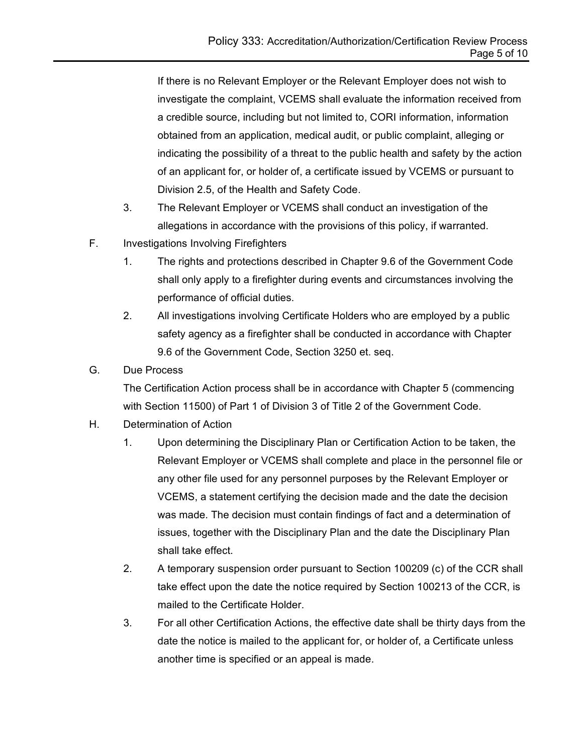If there is no Relevant Employer or the Relevant Employer does not wish to investigate the complaint, VCEMS shall evaluate the information received from a credible source, including but not limited to, CORI information, information obtained from an application, medical audit, or public complaint, alleging or indicating the possibility of a threat to the public health and safety by the action of an applicant for, or holder of, a certificate issued by VCEMS or pursuant to Division 2.5, of the Health and Safety Code.

3. The Relevant Employer or VCEMS shall conduct an investigation of the allegations in accordance with the provisions of this policy, if warranted.

F. Investigations Involving Firefighters

1. The rights and protections described in Chapter 9.6 of the Government Code shall only apply to a firefighter during events and circumstances involving the performance of official duties.
2. All investigations involving Certificate Holders who are employed by a public safety agency as a firefighter shall be conducted in accordance with Chapter 9.6 of the Government Code, Section 3250 et. seq.

G. Due Process

The Certification Action process shall be in accordance with Chapter 5 (commencing with Section 11500) of Part 1 of Division 3 of Title 2 of the Government Code.

H. Determination of Action

1. Upon determining the Disciplinary Plan or Certification Action to be taken, the Relevant Employer or VCEMS shall complete and place in the personnel file or any other file used for any personnel purposes by the Relevant Employer or VCEMS, a statement certifying the decision made and the date the decision was made. The decision must contain findings of fact and a determination of issues, together with the Disciplinary Plan and the date the Disciplinary Plan shall take effect.
2. A temporary suspension order pursuant to Section 100209 (c) of the CCR shall take effect upon the date the notice required by Section 100213 of the CCR, is mailed to the Certificate Holder.
3. For all other Certification Actions, the effective date shall be thirty days from the date the notice is mailed to the applicant for, or holder of, a Certificate unless another time is specified or an appeal is made.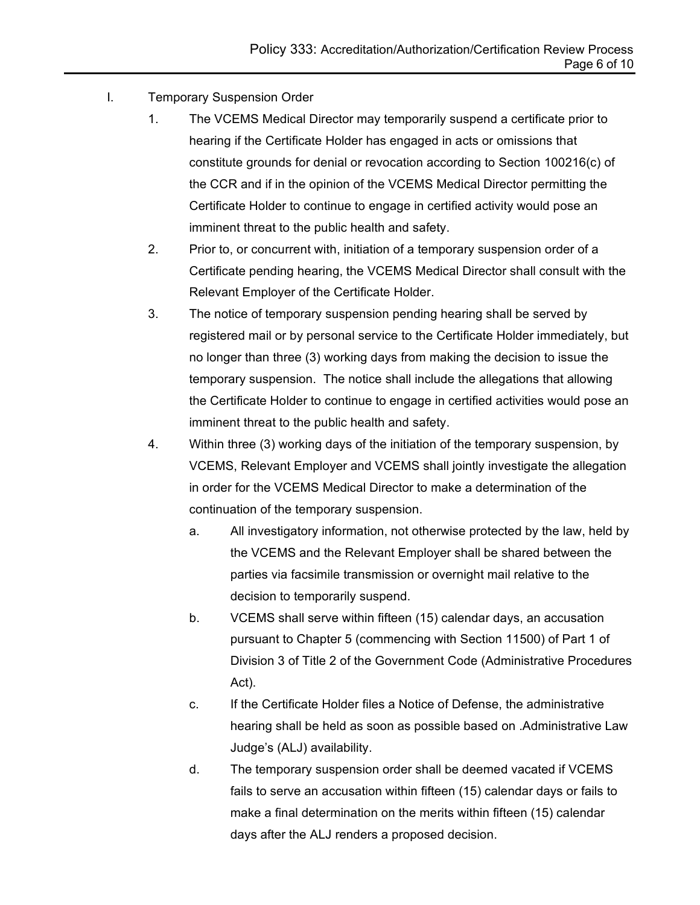I. Temporary Suspension Order

1. The VCEMS Medical Director may temporarily suspend a certificate prior to hearing if the Certificate Holder has engaged in acts or omissions that constitute grounds for denial or revocation according to Section 100216(c) of the CCR and if in the opinion of the VCEMS Medical Director permitting the Certificate Holder to continue to engage in certified activity would pose an imminent threat to the public health and safety.
2. Prior to, or concurrent with, initiation of a temporary suspension order of a Certificate pending hearing, the VCEMS Medical Director shall consult with the Relevant Employer of the Certificate Holder.
3. The notice of temporary suspension pending hearing shall be served by registered mail or by personal service to the Certificate Holder immediately, but no longer than three (3) working days from making the decision to issue the temporary suspension. The notice shall include the allegations that allowing the Certificate Holder to continue to engage in certified activities would pose an imminent threat to the public health and safety.
4. Within three (3) working days of the initiation of the temporary suspension, by VCEMS, Relevant Employer and VCEMS shall jointly investigate the allegation in order for the VCEMS Medical Director to make a determination of the continuation of the temporary suspension.
   a. All investigatory information, not otherwise protected by the law, held by the VCEMS and the Relevant Employer shall be shared between the parties via facsimile transmission or overnight mail relative to the decision to temporarily suspend.
   b. VCEMS shall serve within fifteen (15) calendar days, an accusation pursuant to Chapter 5 (commencing with Section 11500) of Part 1 of Division 3 of Title 2 of the Government Code (Administrative Procedures Act).
   c. If the Certificate Holder files a Notice of Defense, the administrative hearing shall be held as soon as possible based on .Administrative Law Judge's (ALJ) availability.
   d. The temporary suspension order shall be deemed vacated if VCEMS fails to serve an accusation within fifteen (15) calendar days or fails to make a final determination on the merits within fifteen (15) calendar days after the ALJ renders a proposed decision.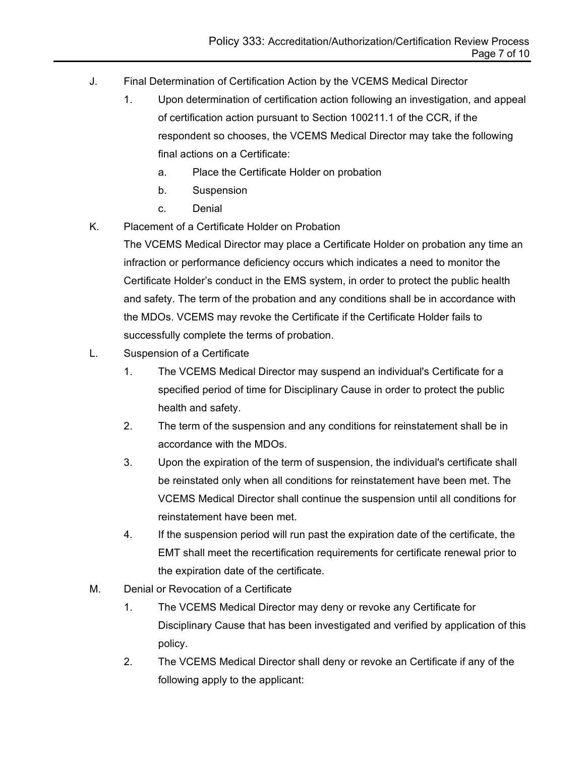J. Final Determination of Certification Action by the VCEMS Medical Director

1. Upon determination of certification action following an investigation, and appeal of certification action pursuant to Section 100211.1 of the CCR, if the respondent so chooses, the VCEMS Medical Director may take the following final actions on a Certificate:
   a. Place the Certificate Holder on probation
   b. Suspension
   c. Denial

K. Placement of a Certificate Holder on Probation

The VCEMS Medical Director may place a Certificate Holder on probation any time an infraction or performance deficiency occurs which indicates a need to monitor the Certificate Holder's conduct in the EMS system, in order to protect the public health and safety. The term of the probation and any conditions shall be in accordance with the MDOs. VCEMS may revoke the Certificate if the Certificate Holder fails to successfully complete the terms of probation.

L. Suspension of a Certificate

1. The VCEMS Medical Director may suspend an individual's Certificate for a specified period of time for Disciplinary Cause in order to protect the public health and safety.
2. The term of the suspension and any conditions for reinstatement shall be in accordance with the MDOs.
3. Upon the expiration of the term of suspension, the individual's certificate shall be reinstated only when all conditions for reinstatement have been met. The VCEMS Medical Director shall continue the suspension until all conditions for reinstatement have been met.
4. If the suspension period will run past the expiration date of the certificate, the EMT shall meet the recertification requirements for certificate renewal prior to the expiration date of the certificate.

M. Denial or Revocation of a Certificate

1. The VCEMS Medical Director may deny or revoke any Certificate for Disciplinary Cause that has been investigated and verified by application of this policy.
2. The VCEMS Medical Director shall deny or revoke an Certificate if any of the following apply to the applicant: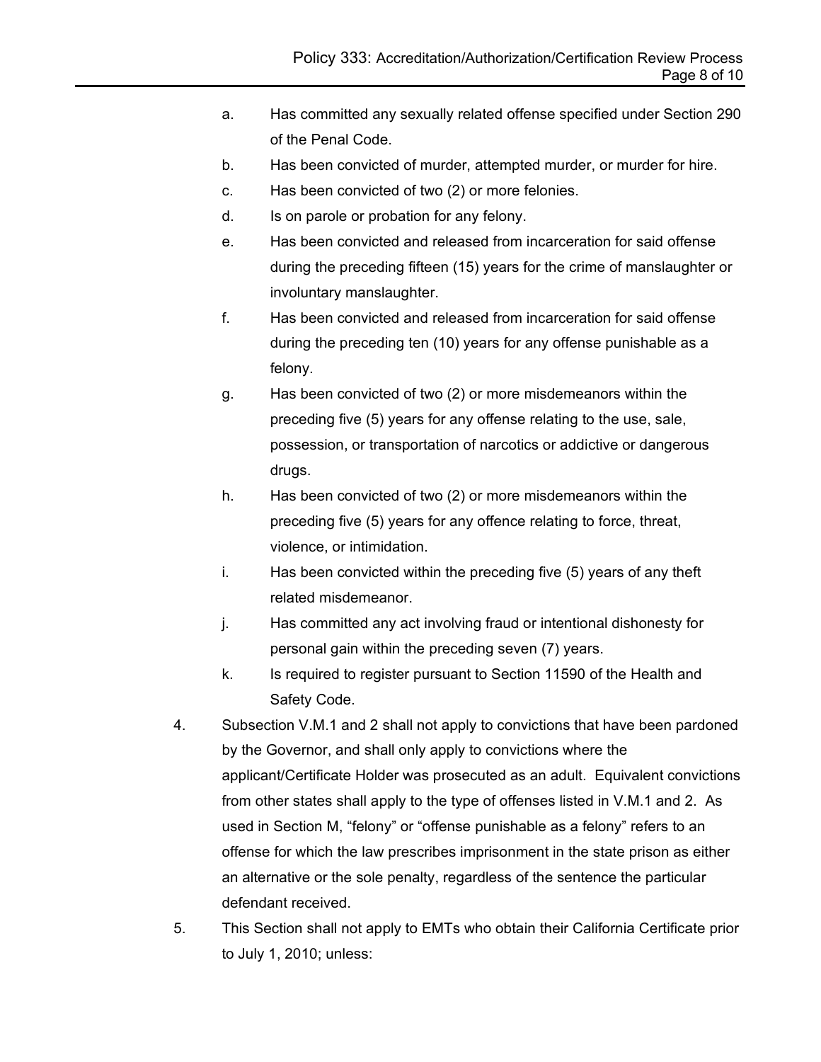a. Has committed any sexually related offense specified under Section 290 of the Penal Code.
b. Has been convicted of murder, attempted murder, or murder for hire.
c. Has been convicted of two (2) or more felonies.
d. Is on parole or probation for any felony.
e. Has been convicted and released from incarceration for said offense during the preceding fifteen (15) years for the crime of manslaughter or involuntary manslaughter.
f. Has been convicted and released from incarceration for said offense during the preceding ten (10) years for any offense punishable as a felony.
g. Has been convicted of two (2) or more misdemeanors within the preceding five (5) years for any offense relating to the use, sale, possession, or transportation of narcotics or addictive or dangerous drugs.
h. Has been convicted of two (2) or more misdemeanors within the preceding five (5) years for any offence relating to force, threat, violence, or intimidation.
i. Has been convicted within the preceding five (5) years of any theft related misdemeanor.
j. Has committed any act involving fraud or intentional dishonesty for personal gain within the preceding seven (7) years.
k. Is required to register pursuant to Section 11590 of the Health and Safety Code.

4. Subsection V.M.1 and 2 shall not apply to convictions that have been pardoned by the Governor, and shall only apply to convictions where the applicant/Certificate Holder was prosecuted as an adult. Equivalent convictions from other states shall apply to the type of offenses listed in V.M.1 and 2. As used in Section M, "felony" or "offense punishable as a felony" refers to an offense for which the law prescribes imprisonment in the state prison as either an alternative or the sole penalty, regardless of the sentence the particular defendant received.
5. This Section shall not apply to EMTs who obtain their California Certificate prior to July 1, 2010; unless: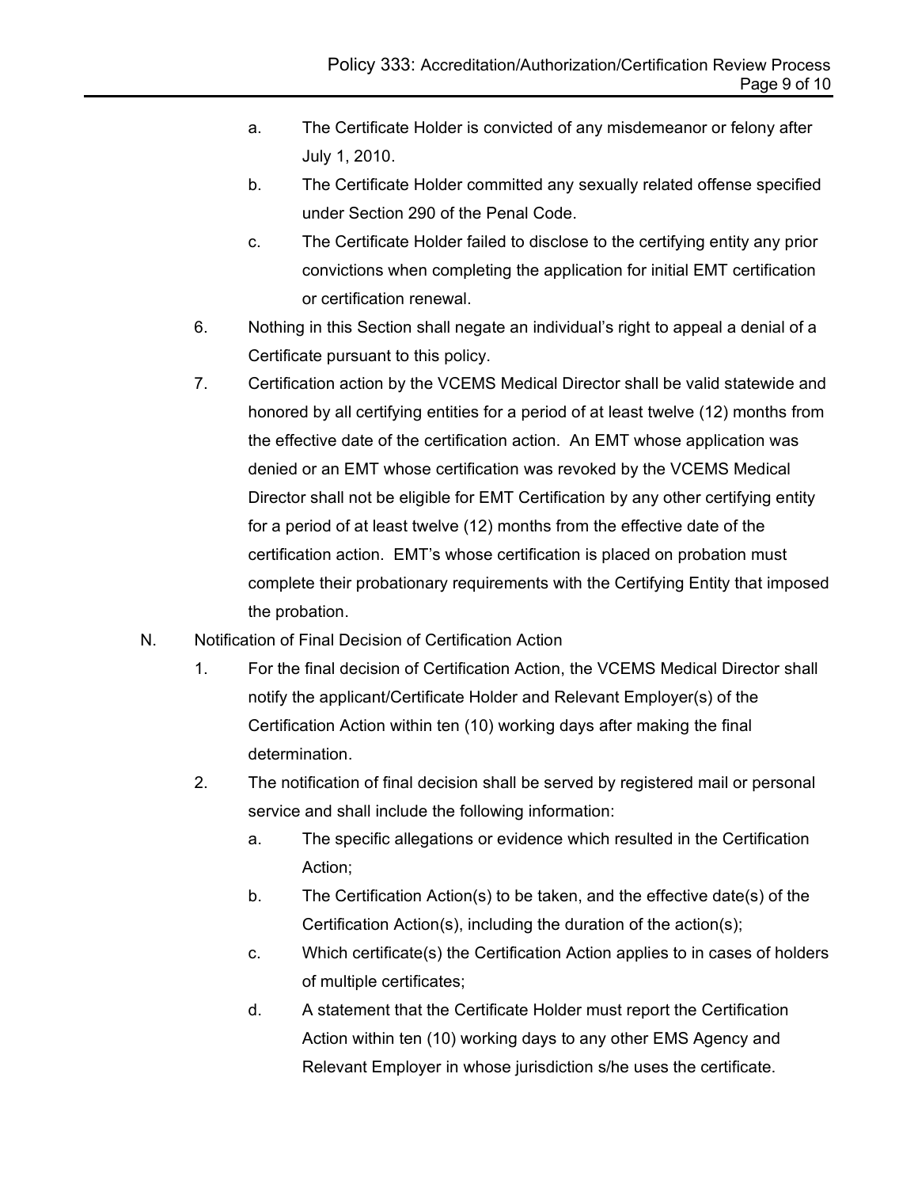a. The Certificate Holder is convicted of any misdemeanor or felony after July 1, 2010.
b. The Certificate Holder committed any sexually related offense specified under Section 290 of the Penal Code.
c. The Certificate Holder failed to disclose to the certifying entity any prior convictions when completing the application for initial EMT certification or certification renewal.

6. Nothing in this Section shall negate an individual's right to appeal a denial of a Certificate pursuant to this policy.
7. Certification action by the VCEMS Medical Director shall be valid statewide and honored by all certifying entities for a period of at least twelve (12) months from the effective date of the certification action. An EMT whose application was denied or an EMT whose certification was revoked by the VCEMS Medical Director shall not be eligible for EMT Certification by any other certifying entity for a period of at least twelve (12) months from the effective date of the certification action. EMT's whose certification is placed on probation must complete their probationary requirements with the Certifying Entity that imposed the probation.

N. Notification of Final Decision of Certification Action

1. For the final decision of Certification Action, the VCEMS Medical Director shall notify the applicant/Certificate Holder and Relevant Employer(s) of the Certification Action within ten (10) working days after making the final determination.
2. The notification of final decision shall be served by registered mail or personal service and shall include the following information:
   a. The specific allegations or evidence which resulted in the Certification Action;
   b. The Certification Action(s) to be taken, and the effective date(s) of the Certification Action(s), including the duration of the action(s);
   c. Which certificate(s) the Certification Action applies to in cases of holders of multiple certificates;
   d. A statement that the Certificate Holder must report the Certification Action within ten (10) working days to any other EMS Agency and Relevant Employer in whose jurisdiction s/he uses the certificate.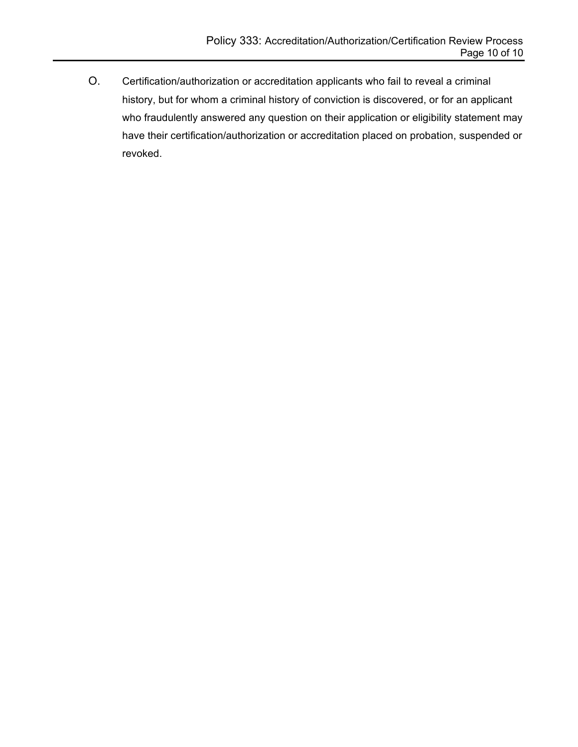O. Certification/authorization or accreditation applicants who fail to reveal a criminal history, but for whom a criminal history of conviction is discovered, or for an applicant who fraudulently answered any question on their application or eligibility statement may have their certification/authorization or accreditation placed on probation, suspended or revoked.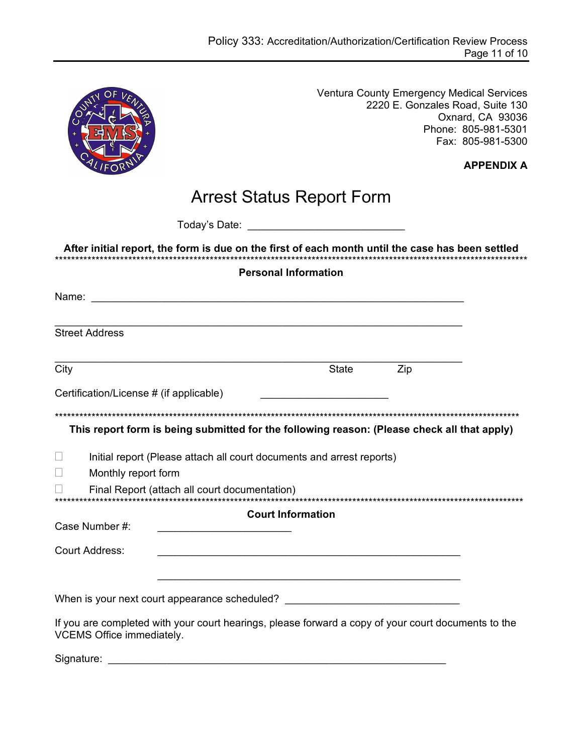Ventura County Emergency Medical Services
2220 E. Gonzales Road, Suite 130
Oxnard, CA 93036
Phone: 805-981-5301
Fax: 805-981-5300

**APPENDIX A**

# Arrest Status Report Form

Today's Date: ___________________________

**After initial report, the form is due on the first of each month until the case has been settled**

**Personal Information**

Name: ________________________________________________________________

________________________________________________________________
Street Address

________________________________________________________________
City State Zip

Certification/License # (if applicable) ______________________

**This report form is being submitted for the following reason: (Please check all that apply)**

- ☐ Initial report (Please attach all court documents and arrest reports)
- ☐ Monthly report form
- ☐ Final Report (attach all court documentation)

**Court Information**

Case Number #: _______________________

Court Address: ____________________________________________________

____________________________________________________

When is your next court appearance scheduled? ______________________________

If you are completed with your court hearings, please forward a copy of your court documents to the VCEMS Office immediately.

Signature: __________________________________________________________